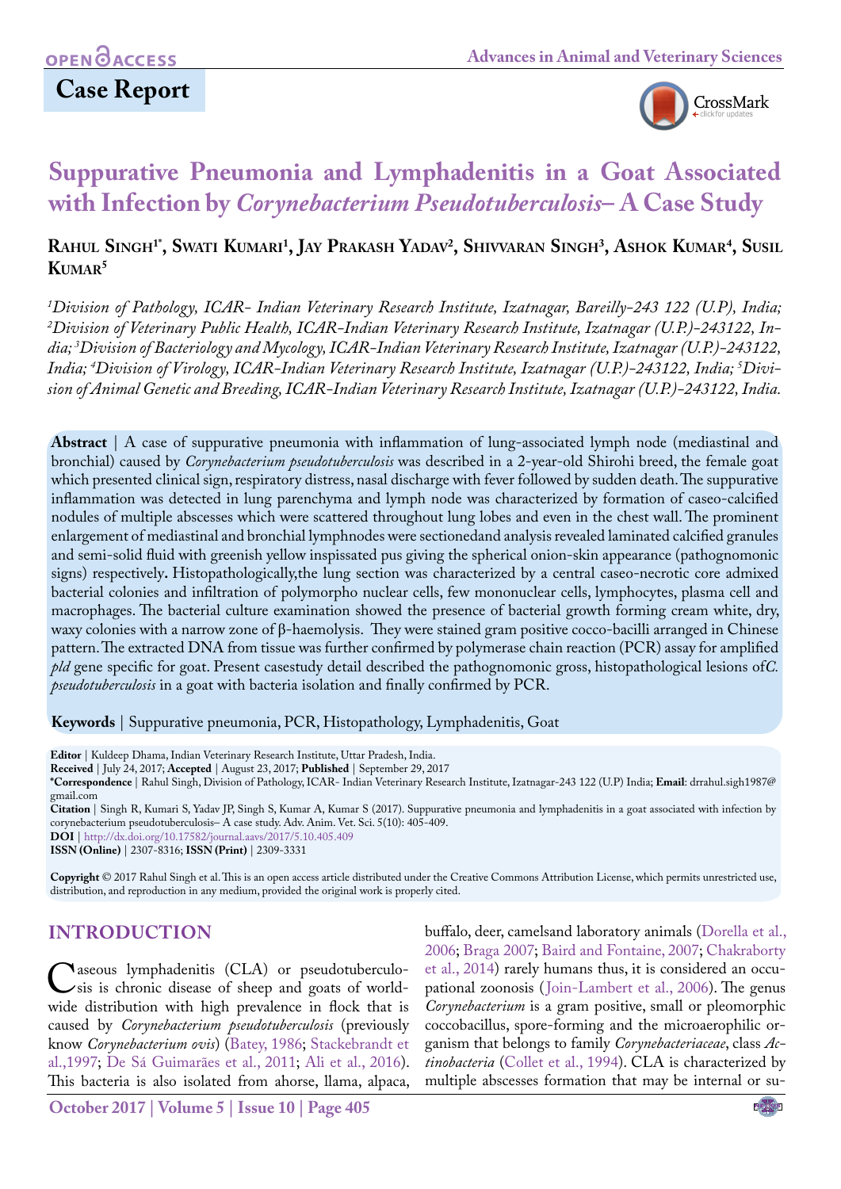OPEN ACCESS

# Case Report

# Suppurative Pneumonia and Lymphadenitis in a Goat Associated with Infection by *Corynebacterium Pseudotuberculosis*– A Case Study

**Rahul Singh[1*], Swati Kumari[1], Jay Prakash Yadav[2], Shivvaran Singh[3], Ashok Kumar[4], Susil Kumar[5]**

*[1]Division of Pathology, ICAR- Indian Veterinary Research Institute, Izatnagar, Bareilly-243 122 (U.P) India; [2]Division of Veterinary Public Health, ICAR-Indian Veterinary Research Institute, Izatnagar (U.P.)-243122, India; [3]Division of Bacteriology and Mycology, ICAR-Indian Veterinary Research Institute, Izatnagar (U.P.)-243122, India; [4]Division of Virology, ICAR-Indian Veterinary Research Institute, Izatnagar (U.P.)-243122, India; [5]Division of Animal Genetic and Breeding, ICAR-Indian Veterinary Research Institute, Izatnagar (U.P.)-243122, India.*

**Abstract** | A case of suppurative pneumonia with inflammation of lung-associated lymph node (mediastinal and bronchial) caused by *Corynebacterium pseudotuberculosis* was described in a 2-year-old Shirohi breed, the female goat which presented clinical sign, respiratory distress, nasal discharge with fever followed by sudden death. The suppurative inflammation was detected in lung parenchyma and lymph node was characterized by formation of caseo-calcified nodules of multiple abscesses which were scattered throughout lung lobes and even in the chest wall. The prominent enlargement of mediastinal and bronchial lymphnodes were sectionedand analysis revealed laminated calcified granules and semi-solid fluid with greenish yellow inspissated pus giving the spherical onion-skin appearance (pathognomonic signs) respectively**.** Histopathologically,the lung section was characterized by a central caseo-necrotic core admixed bacterial colonies and infiltration of polymorpho nuclear cells, few mononuclear cells, lymphocytes, plasma cell and macrophages. The bacterial culture examination showed the presence of bacterial growth forming cream white, dry, waxy colonies with a narrow zone of β-haemolysis. They were stained gram positive cocco-bacilli arranged in Chinese pattern. The extracted DNA from tissue was further confirmed by polymerase chain reaction (PCR) assay for amplified *pld* gene specific for goat. Present casestudy detail described the pathognomonic gross, histopathological lesions of*C. pseudotuberculosis* in a goat with bacteria isolation and finally confirmed by PCR.

**Keywords** | Suppurative pneumonia, PCR, Histopathology, Lymphadenitis, Goat

**Editor** | Kuldeep Dhama, Indian Veterinary Research Institute, Uttar Pradesh, India.
**Received** | July 24, 2017; **Accepted** | August 23, 2017; **Published** | September 29, 2017
**\*Correspondence** | Rahul Singh, Division of Pathology, ICAR- Indian Veterinary Research Institute, Izatnagar-243 122 (U.P) India; **Email**: drrahul.sigh1987@gmail.com
**Citation** | Singh R, Kumari S, Yadav JP, Singh S, Kumar A, Kumar S (2017). Suppurative pneumonia and lymphadenitis in a goat associated with infection by corynebacterium pseudotuberculosis– A case study. Adv. Anim. Vet. Sci. 5(10): 405-409.
**DOI** | http://dx.doi.org/10.17582/journal.aavs/2017/5.10.405.409
**ISSN (Online)** | 2307-8316; **ISSN (Print)** | 2309-3331

**Copyright** © 2017 Rahul Singh et al. This is an open access article distributed under the Creative Commons Attribution License, which permits unrestricted use, distribution, and reproduction in any medium, provided the original work is properly cited.

## INTRODUCTION

Caseous lymphadenitis (CLA) or pseudotuberculosis is chronic disease of sheep and goats of worldwide distribution with high prevalence in flock that is caused by *Corynebacterium pseudotuberculosis* (previously know *Corynebacterium ovis*) (Batey, 1986; Stackebrandt et al.,1997; De Sá Guimarães et al., 2011; Ali et al., 2016). This bacteria is also isolated from ahorse, llama, alpaca, buffalo, deer, camelsand laboratory animals (Dorella et al., 2006; Braga 2007; Baird and Fontaine, 2007; Chakraborty et al., 2014) rarely humans thus, it is considered an occupational zoonosis (Join-Lambert et al., 2006). The genus *Corynebacterium* is a gram positive, small or pleomorphic coccobacillus, spore-forming and the microaerophilic organism that belongs to family *Corynebacteriaceae*, class *Actinobacteria* (Collet et al., 1994). CLA is characterized by multiple abscesses formation that may be internal or su-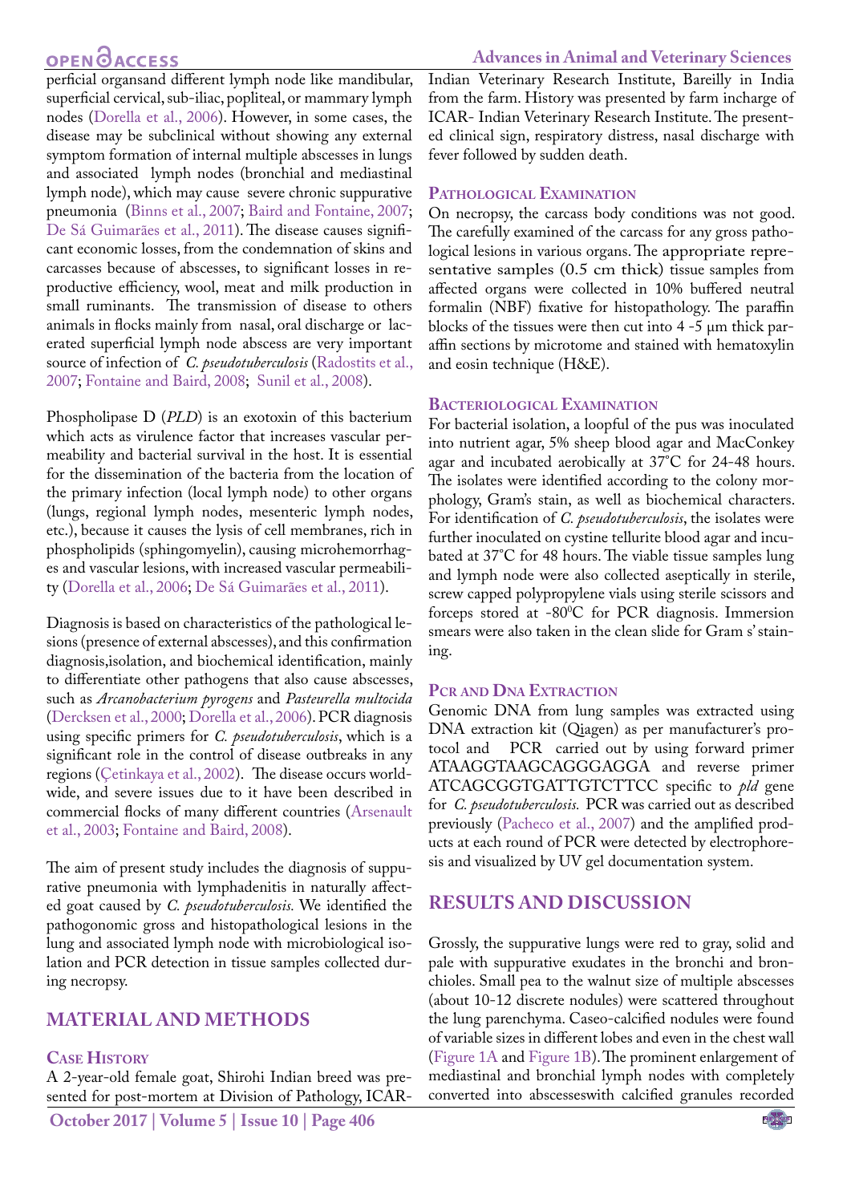perficial organsand different lymph node like mandibular, superficial cervical, sub-iliac, popliteal, or mammary lymph nodes (Dorella et al., 2006). However, in some cases, the disease may be subclinical without showing any external symptom formation of internal multiple abscesses in lungs and associated lymph nodes (bronchial and mediastinal lymph node), which may cause severe chronic suppurative pneumonia (Binns et al., 2007; Baird and Fontaine, 2007; De Sá Guimarães et al., 2011). The disease causes significant economic losses, from the condemnation of skins and carcasses because of abscesses, to significant losses in reproductive efficiency, wool, meat and milk production in small ruminants. The transmission of disease to others animals in flocks mainly from nasal, oral discharge or lacerated superficial lymph node abscess are very important source of infection of *C. pseudotuberculosis* (Radostits et al., 2007; Fontaine and Baird, 2008; Sunil et al., 2008).

Phospholipase D (*PLD*) is an exotoxin of this bacterium which acts as virulence factor that increases vascular permeability and bacterial survival in the host. It is essential for the dissemination of the bacteria from the location of the primary infection (local lymph node) to other organs (lungs, regional lymph nodes, mesenteric lymph nodes, etc.), because it causes the lysis of cell membranes, rich in phospholipids (sphingomyelin), causing microhemorrhages and vascular lesions, with increased vascular permeability (Dorella et al., 2006; De Sá Guimarães et al., 2011).

Diagnosis is based on characteristics of the pathological lesions (presence of external abscesses), and this confirmation diagnosis,isolation, and biochemical identification, mainly to differentiate other pathogens that also cause abscesses, such as *Arcanobacterium pyrogens* and *Pasteurella multocida* (Dercksen et al., 2000; Dorella et al., 2006). PCR diagnosis using specific primers for *C. pseudotuberculosis*, which is a significant role in the control of disease outbreaks in any regions (Çetinkaya et al., 2002). The disease occurs worldwide, and severe issues due to it have been described in commercial flocks of many different countries (Arsenault et al., 2003; Fontaine and Baird, 2008).

The aim of present study includes the diagnosis of suppurative pneumonia with lymphadenitis in naturally affected goat caused by *C. pseudotuberculosis.* We identified the pathogonomic gross and histopathological lesions in the lung and associated lymph node with microbiological isolation and PCR detection in tissue samples collected during necropsy.

## MATERIAL AND METHODS

### Case History

A 2-year-old female goat, Shirohi Indian breed was presented for post-mortem at Division of Pathology, ICAR-Indian Veterinary Research Institute, Bareilly in India from the farm. History was presented by farm incharge of ICAR- Indian Veterinary Research Institute. The presented clinical sign, respiratory distress, nasal discharge with fever followed by sudden death.

### Pathological Examination

On necropsy, the carcass body conditions was not good. The carefully examined of the carcass for any gross pathological lesions in various organs. The appropriate representative samples (0.5 cm thick) tissue samples from affected organs were collected in 10% buffered neutral formalin (NBF) fixative for histopathology. The paraffin blocks of the tissues were then cut into 4 -5 µm thick paraffin sections by microtome and stained with hematoxylin and eosin technique (H&E).

### Bacteriological Examination

For bacterial isolation, a loopful of the pus was inoculated into nutrient agar, 5% sheep blood agar and MacConkey agar and incubated aerobically at 37°C for 24-48 hours. The isolates were identified according to the colony morphology, Gram's stain, as well as biochemical characters. For identification of *C. pseudotuberculosis*, the isolates were further inoculated on cystine tellurite blood agar and incubated at 37°C for 48 hours. The viable tissue samples lung and lymph node were also collected aseptically in sterile, screw capped polypropylene vials using sterile scissors and forceps stored at -80$^0$C for PCR diagnosis. Immersion smears were also taken in the clean slide for Gram s' staining.

### PCR and DNA Extraction

Genomic DNA from lung samples was extracted using DNA extraction kit (Qiagen) as per manufacturer's protocol and PCR carried out by using forward primer ATAAGGTAAGCAGGGAGGA and reverse primer ATCAGCGGTGATTGTCTTCC specific to *pld* gene for *C. pseudotuberculosis.* PCR was carried out as described previously (Pacheco et al., 2007) and the amplified products at each round of PCR were detected by electrophoresis and visualized by UV gel documentation system.

## RESULTS AND DISCUSSION

Grossly, the suppurative lungs were red to gray, solid and pale with suppurative exudates in the bronchi and bronchioles. Small pea to the walnut size of multiple abscesses (about 10-12 discrete nodules) were scattered throughout the lung parenchyma. Caseo-calcified nodules were found of variable sizes in different lobes and even in the chest wall (Figure 1A and Figure 1B). The prominent enlargement of mediastinal and bronchial lymph nodes with completely converted into abscesseswith calcified granules recorded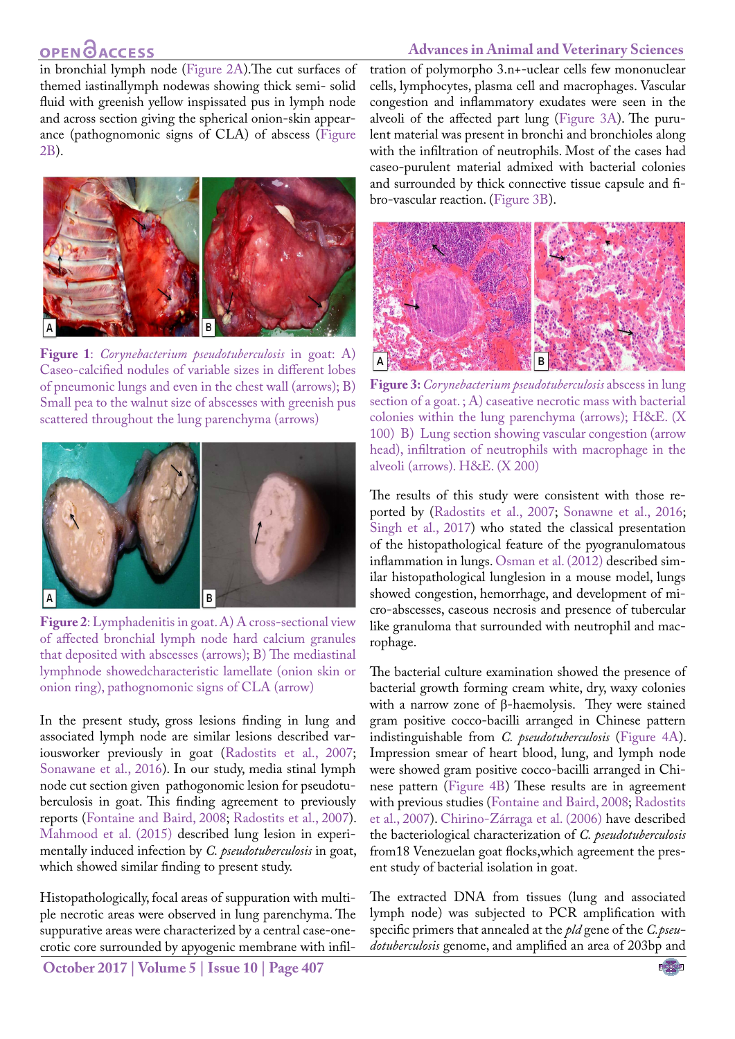in bronchial lymph node (Figure 2A).The cut surfaces of themed iastinallymph nodewas showing thick semi- solid fluid with greenish yellow inspissated pus in lymph node and across section giving the spherical onion-skin appearance (pathognomonic signs of CLA) of abscess (Figure 2B).

**Figure 1**: *Corynebacterium pseudotuberculosis* in goat: A) Caseo-calcified nodules of variable sizes in different lobes of pneumonic lungs and even in the chest wall (arrows); B) Small pea to the walnut size of abscesses with greenish pus scattered throughout the lung parenchyma (arrows)

**Figure 2**: Lymphadenitis in goat. A) A cross-sectional view of affected bronchial lymph node hard calcium granules that deposited with abscesses (arrows); B) The mediastinal lymphnode showedcharacteristic lamellate (onion skin or onion ring), pathognomonic signs of CLA (arrow)

In the present study, gross lesions finding in lung and associated lymph node are similar lesions described variousworker previously in goat (Radostits et al., 2007; Sonawane et al., 2016). In our study, media stinal lymph node cut section given pathogonomic lesion for pseudotuberculosis in goat. This finding agreement to previously reports (Fontaine and Baird, 2008; Radostits et al., 2007). Mahmood et al. (2015) described lung lesion in experimentally induced infection by *C. pseudotuberculosis* in goat, which showed similar finding to present study.

Histopathologically, focal areas of suppuration with multiple necrotic areas were observed in lung parenchyma. The suppurative areas were characterized by a central case-onecrotic core surrounded by apyogenic membrane with infiltration of polymorpho 3.n+-uclear cells few mononuclear cells, lymphocytes, plasma cell and macrophages. Vascular congestion and inflammatory exudates were seen in the alveoli of the affected part lung (Figure 3A). The purulent material was present in bronchi and bronchioles along with the infiltration of neutrophils. Most of the cases had caseo-purulent material admixed with bacterial colonies and surrounded by thick connective tissue capsule and fibro-vascular reaction. (Figure 3B).

**Figure 3:** *Corynebacterium pseudotuberculosis* abscess in lung section of a goat. ; A) caseative necrotic mass with bacterial colonies within the lung parenchyma (arrows); H&E. (X 100) B) Lung section showing vascular congestion (arrow head), infiltration of neutrophils with macrophage in the alveoli (arrows). H&E. (X 200)

The results of this study were consistent with those reported by (Radostits et al., 2007; Sonawne et al., 2016; Singh et al., 2017) who stated the classical presentation of the histopathological feature of the pyogranulomatous inflammation in lungs. Osman et al. (2012) described similar histopathological lunglesion in a mouse model, lungs showed congestion, hemorrhage, and development of micro-abscesses, caseous necrosis and presence of tubercular like granuloma that surrounded with neutrophil and macrophage.

The bacterial culture examination showed the presence of bacterial growth forming cream white, dry, waxy colonies with a narrow zone of β-haemolysis. They were stained gram positive cocco-bacilli arranged in Chinese pattern indistinguishable from *C. pseudotuberculosis* (Figure 4A). Impression smear of heart blood, lung, and lymph node were showed gram positive cocco-bacilli arranged in Chinese pattern (Figure 4B) These results are in agreement with previous studies (Fontaine and Baird, 2008; Radostits et al., 2007). Chirino-Zárraga et al. (2006) have described the bacteriological characterization of *C. pseudotuberculosis* from18 Venezuelan goat flocks,which agreement the present study of bacterial isolation in goat.

The extracted DNA from tissues (lung and associated lymph node) was subjected to PCR amplification with specific primers that annealed at the *pld* gene of the *C.pseudotuberculosis* genome, and amplified an area of 203bp and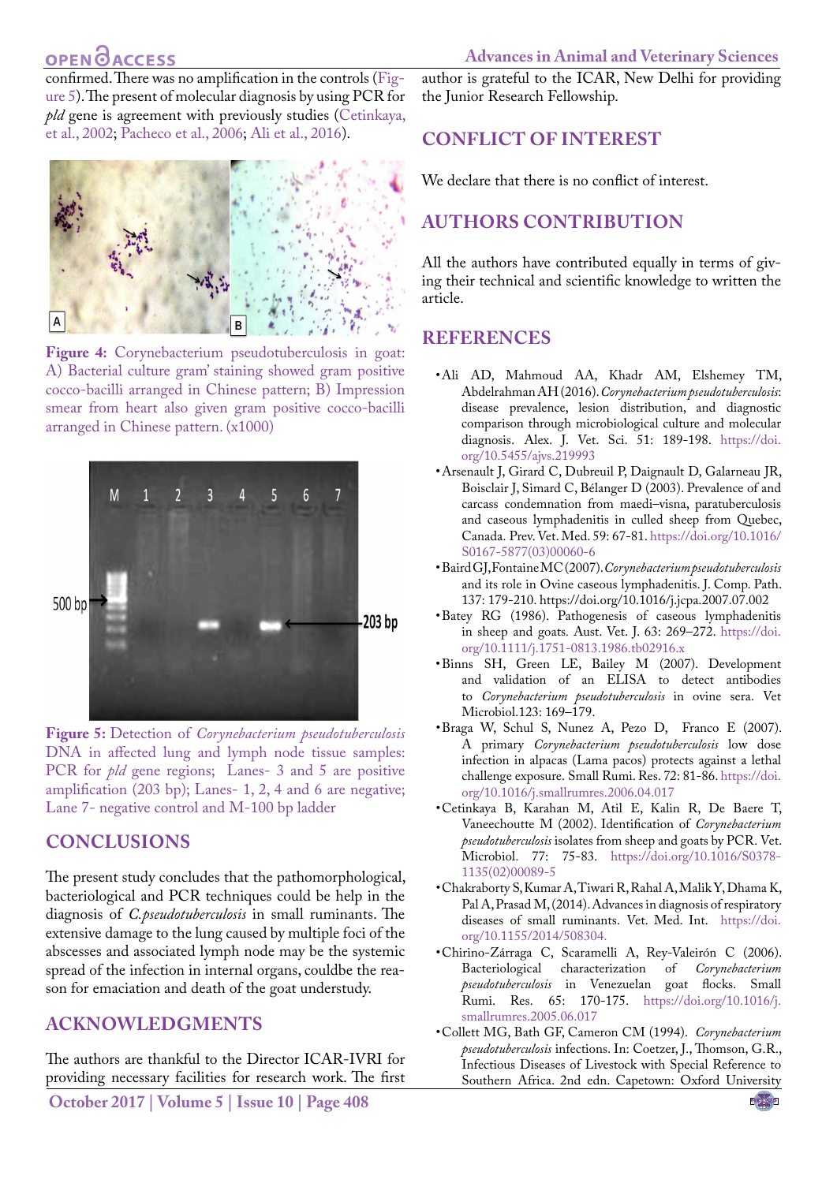confirmed. There was no amplification in the controls (Figure 5). The present of molecular diagnosis by using PCR for *pld* gene is agreement with previously studies (Cetinkaya, et al., 2002; Pacheco et al., 2006; Ali et al., 2016).

Figure 4: Corynebacterium pseudotuberculosis in goat: A) Bacterial culture gram' staining showed gram positive cocco-bacilli arranged in Chinese pattern; B) Impression smear from heart also given gram positive cocco-bacilli arranged in Chinese pattern. (x1000)

Figure 5: Detection of *Corynebacterium pseudotuberculosis* DNA in affected lung and lymph node tissue samples: PCR for *pld* gene regions; Lanes- 3 and 5 are positive amplification (203 bp); Lanes- 1, 2, 4 and 6 are negative; Lane 7- negative control and M-100 bp ladder

## CONCLUSIONS

The present study concludes that the pathomorphological, bacteriological and PCR techniques could be help in the diagnosis of *C.pseudotuberculosis* in small ruminants. The extensive damage to the lung caused by multiple foci of the abscesses and associated lymph node may be the systemic spread of the infection in internal organs, couldbe the reason for emaciation and death of the goat understudy.

## ACKNOWLEDGMENTS

The authors are thankful to the Director ICAR-IVRI for providing necessary facilities for research work. The first author is grateful to the ICAR, New Delhi for providing the Junior Research Fellowship.

## CONFLICT OF INTEREST

We declare that there is no conflict of interest.

## AUTHORS CONTRIBUTION

All the authors have contributed equally in terms of giving their technical and scientific knowledge to written the article.

## REFERENCES

- Ali AD, Mahmoud AA, Khadr AM, Elshemey TM, Abdelrahman AH (2016). *Corynebacterium pseudotuberculosis*: disease prevalence, lesion distribution, and diagnostic comparison through microbiological culture and molecular diagnosis. Alex. J. Vet. Sci. 51: 189-198. https://doi.org/10.5455/ajvs.219993
- Arsenault J, Girard C, Dubreuil P, Daignault D, Galarneau JR, Boisclair J, Simard C, Bélanger D (2003). Prevalence of and carcass condemnation from maedi–visna, paratuberculosis and caseous lymphadenitis in culled sheep from Quebec, Canada. Prev. Vet. Med. 59: 67-81. https://doi.org/10.1016/S0167-5877(03)00060-6
- Baird GJ, Fontaine MC (2007). *Corynebacterium pseudotuberculosis* and its role in Ovine caseous lymphadenitis. J. Comp. Path. 137: 179-210. https://doi.org/10.1016/j.jcpa.2007.07.002
- Batey RG (1986). Pathogenesis of caseous lymphadenitis in sheep and goats. Aust. Vet. J. 63: 269–272. https://doi.org/10.1111/j.1751-0813.1986.tb02916.x
- Binns SH, Green LE, Bailey M (2007). Development and validation of an ELISA to detect antibodies to *Corynebacterium pseudotuberculosis* in ovine sera. Vet Microbiol.123: 169–179.
- Braga W, Schul S, Nunez A, Pezo D, Franco E (2007). A primary *Corynebacterium pseudotuberculosis* low dose infection in alpacas (Lama pacos) protects against a lethal challenge exposure. Small Rumi. Res. 72: 81-86. https://doi.org/10.1016/j.smallrumres.2006.04.017
- Cetinkaya B, Karahan M, Atil E, Kalin R, De Baere T, Vaneechoutte M (2002). Identification of *Corynebacterium pseudotuberculosis* isolates from sheep and goats by PCR. Vet. Microbiol. 77: 75-83. https://doi.org/10.1016/S0378-1135(02)00089-5
- Chakraborty S, Kumar A, Tiwari R, Rahal A, Malik Y, Dhama K, Pal A, Prasad M, (2014). Advances in diagnosis of respiratory diseases of small ruminants. Vet. Med. Int. https://doi.org/10.1155/2014/508304.
- Chirino-Zárraga C, Scaramelli A, Rey-Valeirón C (2006). Bacteriological characterization of *Corynebacterium pseudotuberculosis* in Venezuelan goat flocks. Small Rumi. Res. 65: 170-175. https://doi.org/10.1016/j.smallrumres.2005.06.017
- Collett MG, Bath GF, Cameron CM (1994). *Corynebacterium pseudotuberculosis* infections. In: Coetzer, J., Thomson, G.R., Infectious Diseases of Livestock with Special Reference to Southern Africa. 2nd edn. Capetown: Oxford University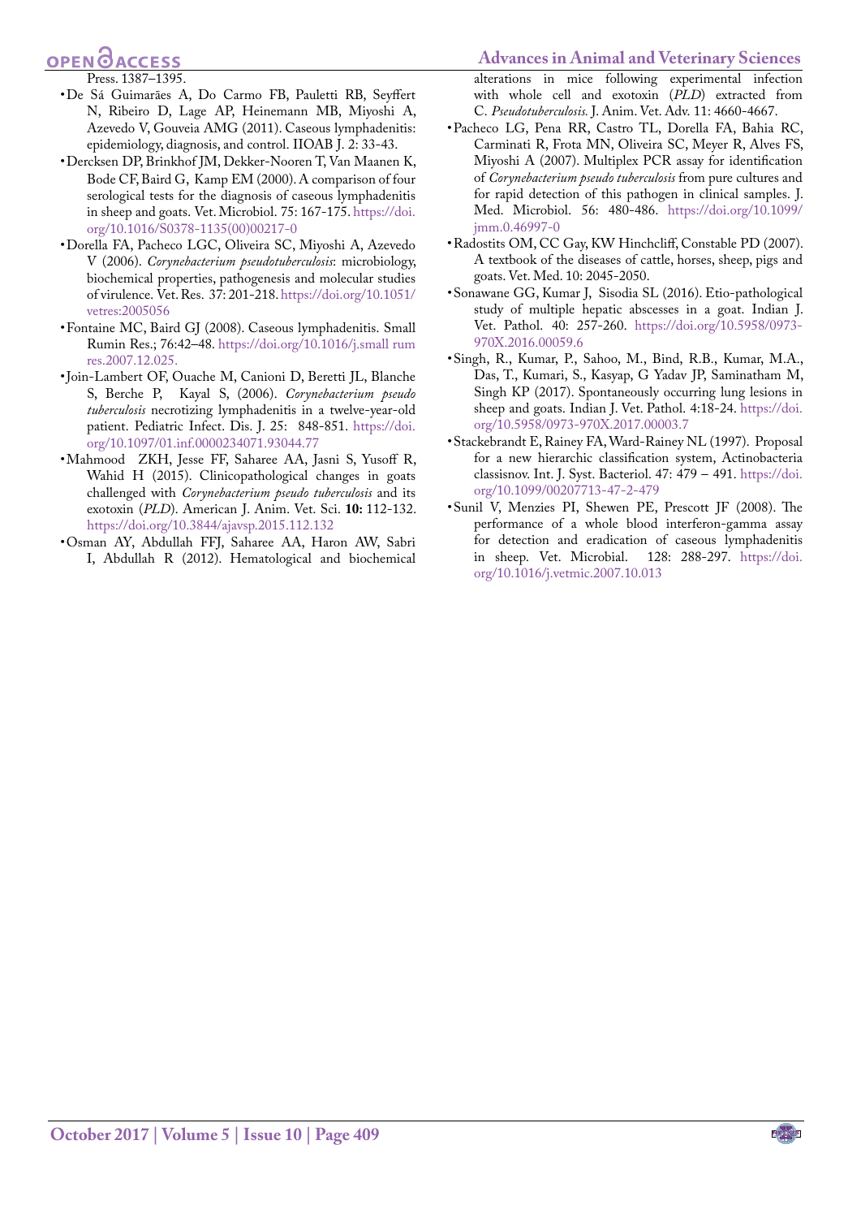Press. 1387–1395.

- De Sá Guimarães A, Do Carmo FB, Pauletti RB, Seyffert N, Ribeiro D, Lage AP, Heinemann MB, Miyoshi A, Azevedo V, Gouveia AMG (2011). Caseous lymphadenitis: epidemiology, diagnosis, and control. IIOAB J. 2: 33-43.
- Dercksen DP, Brinkhof JM, Dekker-Nooren T, Van Maanen K, Bode CF, Baird G, Kamp EM (2000). A comparison of four serological tests for the diagnosis of caseous lymphadenitis in sheep and goats. Vet. Microbiol. 75: 167-175. https://doi.org/10.1016/S0378-1135(00)00217-0
- Dorella FA, Pacheco LGC, Oliveira SC, Miyoshi A, Azevedo V (2006). *Corynebacterium pseudotuberculosis*: microbiology, biochemical properties, pathogenesis and molecular studies of virulence. Vet. Res. 37: 201-218. https://doi.org/10.1051/vetres:2005056
- Fontaine MC, Baird GJ (2008). Caseous lymphadenitis. Small Rumin Res.; 76:42–48. https://doi.org/10.1016/j.small rumres.2007.12.025.
- Join-Lambert OF, Ouache M, Canioni D, Beretti JL, Blanche S, Berche P, Kayal S, (2006). *Corynebacterium pseudo tuberculosis* necrotizing lymphadenitis in a twelve-year-old patient. Pediatric Infect. Dis. J. 25: 848-851. https://doi.org/10.1097/01.inf.0000234071.93044.77
- Mahmood ZKH, Jesse FF, Saharee AA, Jasni S, Yusoff R, Wahid H (2015). Clinicopathological changes in goats challenged with *Corynebacterium pseudo tuberculosis* and its exotoxin (*PLD*). American J. Anim. Vet. Sci. **10:** 112-132. https://doi.org/10.3844/ajavsp.2015.112.132
- Osman AY, Abdullah FFJ, Saharee AA, Haron AW, Sabri I, Abdullah R (2012). Hematological and biochemical alterations in mice following experimental infection with whole cell and exotoxin (*PLD*) extracted from C. *Pseudotuberculosis.* J. Anim. Vet. Adv. 11: 4660-4667.
- Pacheco LG, Pena RR, Castro TL, Dorella FA, Bahia RC, Carminati R, Frota MN, Oliveira SC, Meyer R, Alves FS, Miyoshi A (2007). Multiplex PCR assay for identification of *Corynebacterium pseudo tuberculosis* from pure cultures and for rapid detection of this pathogen in clinical samples. J. Med. Microbiol. 56: 480-486. https://doi.org/10.1099/jmm.0.46997-0
- Radostits OM, CC Gay, KW Hinchcliff, Constable PD (2007). A textbook of the diseases of cattle, horses, sheep, pigs and goats. Vet. Med. 10: 2045-2050.
- Sonawane GG, Kumar J, Sisodia SL (2016). Etio-pathological study of multiple hepatic abscesses in a goat. Indian J. Vet. Pathol. 40: 257-260. https://doi.org/10.5958/0973-970X.2016.00059.6
- Singh, R., Kumar, P., Sahoo, M., Bind, R.B., Kumar, M.A., Das, T., Kumari, S., Kasyap, G Yadav JP, Saminatham M, Singh KP (2017). Spontaneously occurring lung lesions in sheep and goats. Indian J. Vet. Pathol. 4:18-24. https://doi.org/10.5958/0973-970X.2017.00003.7
- Stackebrandt E, Rainey FA, Ward-Rainey NL (1997). Proposal for a new hierarchic classification system, Actinobacteria classisnov. Int. J. Syst. Bacteriol. 47: 479 – 491. https://doi.org/10.1099/00207713-47-2-479
- Sunil V, Menzies PI, Shewen PE, Prescott JF (2008). The performance of a whole blood interferon-gamma assay for detection and eradication of caseous lymphadenitis in sheep. Vet. Microbial. 128: 288-297. https://doi.org/10.1016/j.vetmic.2007.10.013